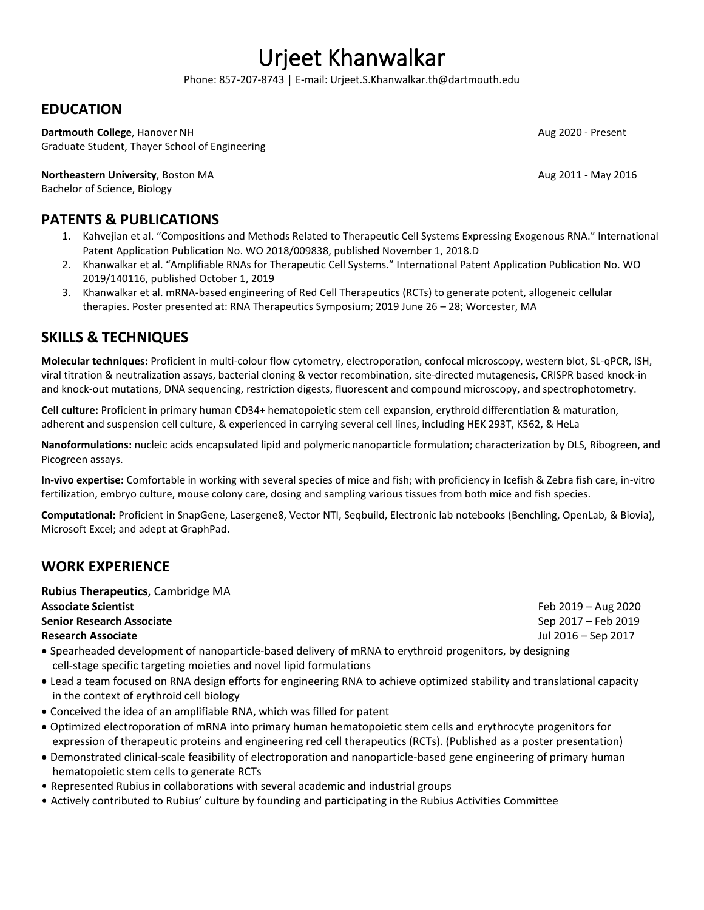# Urjeet Khanwalkar

Phone: 857-207-8743 | E-mail: Urjeet.S.Khanwalkar.th@dartmouth.edu

## EDUCATION

**Dartmouth College**, Hanover NH — Aug 2020 - Present
Graduate Student, Thayer School of Engineering

**Northeastern University**, Boston MA — Aug 2011 - May 2016
Bachelor of Science, Biology

## PATENTS & PUBLICATIONS

1. Kahvejian et al. "Compositions and Methods Related to Therapeutic Cell Systems Expressing Exogenous RNA." International Patent Application Publication No. WO 2018/009838, published November 1, 2018.D
2. Khanwalkar et al. "Amplifiable RNAs for Therapeutic Cell Systems." International Patent Application Publication No. WO 2019/140116, published October 1, 2019
3. Khanwalkar et al. mRNA-based engineering of Red Cell Therapeutics (RCTs) to generate potent, allogeneic cellular therapies. Poster presented at: RNA Therapeutics Symposium; 2019 June 26 – 28; Worcester, MA

## SKILLS & TECHNIQUES

**Molecular techniques:** Proficient in multi-colour flow cytometry, electroporation, confocal microscopy, western blot, SL-qPCR, ISH, viral titration & neutralization assays, bacterial cloning & vector recombination, site-directed mutagenesis, CRISPR based knock-in and knock-out mutations, DNA sequencing, restriction digests, fluorescent and compound microscopy, and spectrophotometry.

**Cell culture:** Proficient in primary human CD34+ hematopoietic stem cell expansion, erythroid differentiation & maturation, adherent and suspension cell culture, & experienced in carrying several cell lines, including HEK 293T, K562, & HeLa

**Nanoformulations:** nucleic acids encapsulated lipid and polymeric nanoparticle formulation; characterization by DLS, Ribogreen, and Picogreen assays.

**In-vivo expertise:** Comfortable in working with several species of mice and fish; with proficiency in Icefish & Zebra fish care, in-vitro fertilization, embryo culture, mouse colony care, dosing and sampling various tissues from both mice and fish species.

**Computational:** Proficient in SnapGene, Lasergene8, Vector NTI, Seqbuild, Electronic lab notebooks (Benchling, OpenLab, & Biovia), Microsoft Excel; and adept at GraphPad.

## WORK EXPERIENCE

**Rubius Therapeutics**, Cambridge MA
**Associate Scientist** — Feb 2019 – Aug 2020
**Senior Research Associate** — Sep 2017 – Feb 2019
**Research Associate** — Jul 2016 – Sep 2017

- Spearheaded development of nanoparticle-based delivery of mRNA to erythroid progenitors, by designing cell-stage specific targeting moieties and novel lipid formulations
- Lead a team focused on RNA design efforts for engineering RNA to achieve optimized stability and translational capacity in the context of erythroid cell biology
- Conceived the idea of an amplifiable RNA, which was filled for patent
- Optimized electroporation of mRNA into primary human hematopoietic stem cells and erythrocyte progenitors for expression of therapeutic proteins and engineering red cell therapeutics (RCTs). (Published as a poster presentation)
- Demonstrated clinical-scale feasibility of electroporation and nanoparticle-based gene engineering of primary human hematopoietic stem cells to generate RCTs
- Represented Rubius in collaborations with several academic and industrial groups
- Actively contributed to Rubius' culture by founding and participating in the Rubius Activities Committee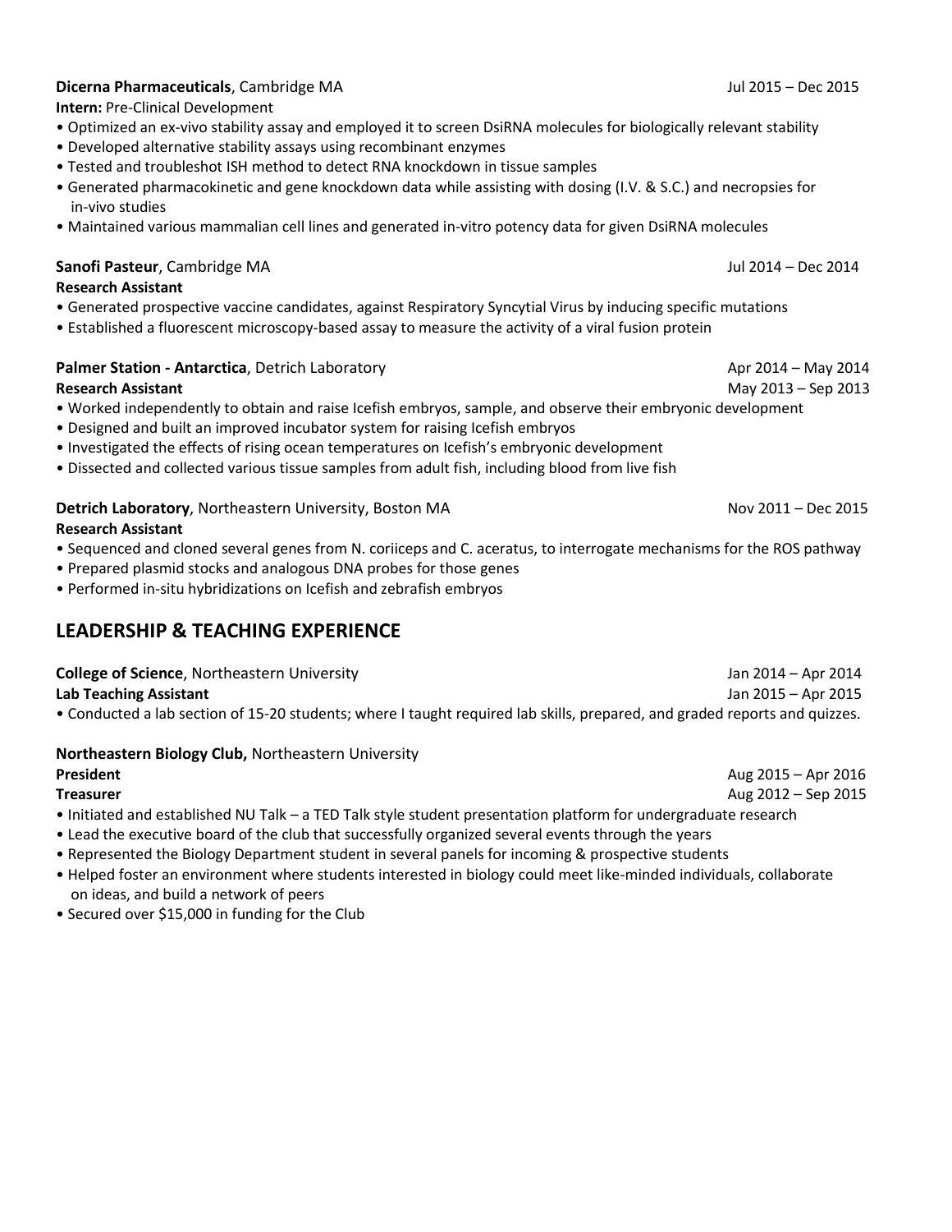**Dicerna Pharmaceuticals**, Cambridge MA Jul 2015 – Dec 2015

**Intern:** Pre-Clinical Development

- Optimized an ex-vivo stability assay and employed it to screen DsiRNA molecules for biologically relevant stability
- Developed alternative stability assays using recombinant enzymes
- Tested and troubleshot ISH method to detect RNA knockdown in tissue samples
- Generated pharmacokinetic and gene knockdown data while assisting with dosing (I.V. & S.C.) and necropsies for in-vivo studies
- Maintained various mammalian cell lines and generated in-vitro potency data for given DsiRNA molecules

**Sanofi Pasteur**, Cambridge MA Jul 2014 – Dec 2014

**Research Assistant**

- Generated prospective vaccine candidates, against Respiratory Syncytial Virus by inducing specific mutations
- Established a fluorescent microscopy-based assay to measure the activity of a viral fusion protein

**Palmer Station - Antarctica**, Detrich Laboratory Apr 2014 – May 2014

**Research Assistant** May 2013 – Sep 2013

- Worked independently to obtain and raise Icefish embryos, sample, and observe their embryonic development
- Designed and built an improved incubator system for raising Icefish embryos
- Investigated the effects of rising ocean temperatures on Icefish's embryonic development
- Dissected and collected various tissue samples from adult fish, including blood from live fish

**Detrich Laboratory**, Northeastern University, Boston MA Nov 2011 – Dec 2015

**Research Assistant**

- Sequenced and cloned several genes from N. coriiceps and C. aceratus, to interrogate mechanisms for the ROS pathway
- Prepared plasmid stocks and analogous DNA probes for those genes
- Performed in-situ hybridizations on Icefish and zebrafish embryos

## LEADERSHIP & TEACHING EXPERIENCE

**College of Science**, Northeastern University Jan 2014 – Apr 2014

**Lab Teaching Assistant** Jan 2015 – Apr 2015

- Conducted a lab section of 15-20 students; where I taught required lab skills, prepared, and graded reports and quizzes.

**Northeastern Biology Club,** Northeastern University

**President** Aug 2015 – Apr 2016

**Treasurer** Aug 2012 – Sep 2015

- Initiated and established NU Talk – a TED Talk style student presentation platform for undergraduate research
- Lead the executive board of the club that successfully organized several events through the years
- Represented the Biology Department student in several panels for incoming & prospective students
- Helped foster an environment where students interested in biology could meet like-minded individuals, collaborate on ideas, and build a network of peers
- Secured over $15,000 in funding for the Club